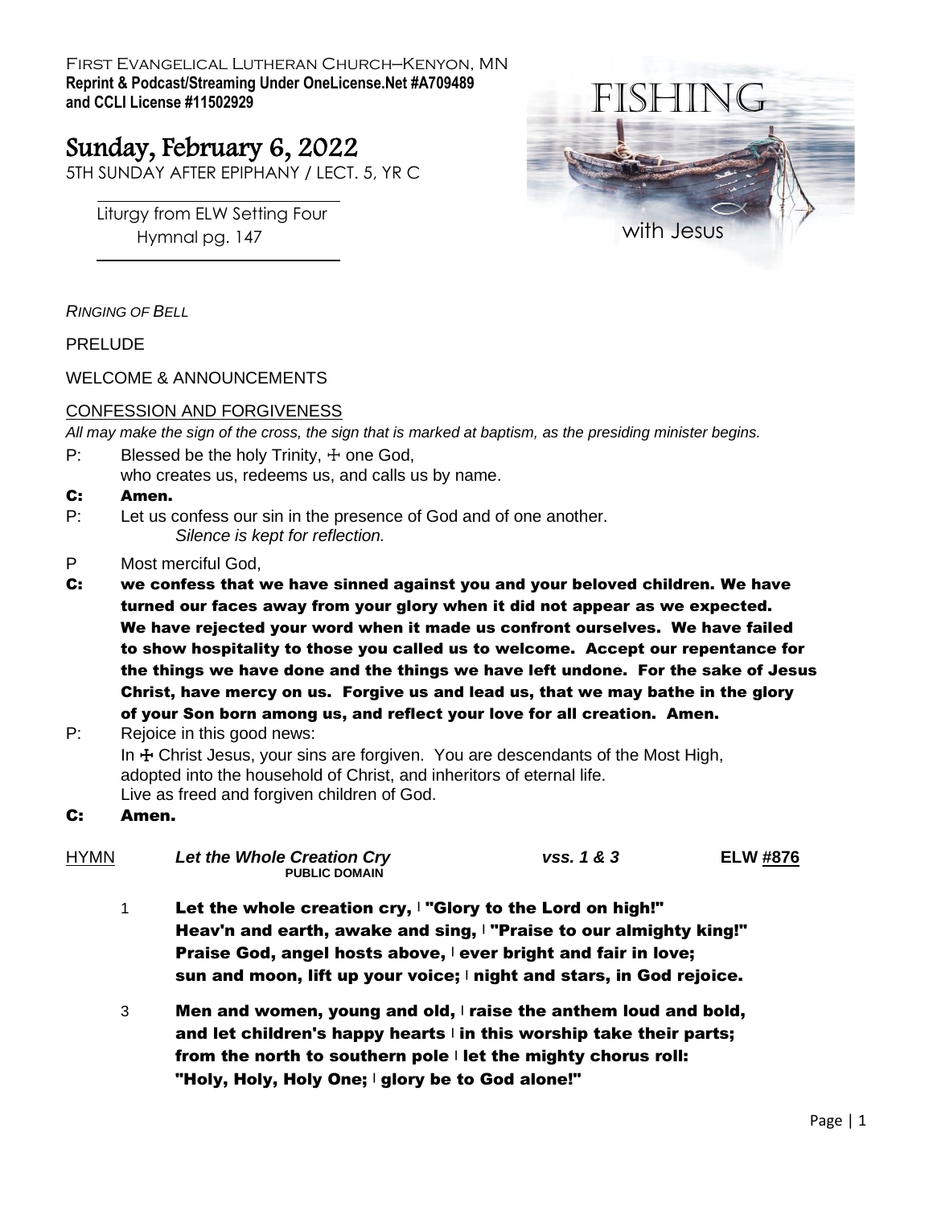First Evangelical Lutheran Church–Kenyon, MN
**Reprint & Podcast/Streaming Under OneLicense.Net #A709489**
**and CCLI License #11502929**

FISHING with Jesus

# Sunday, February 6, 2022

5TH SUNDAY AFTER EPIPHANY / LECT. 5, YR C

Liturgy from ELW Setting Four
Hymnal pg. 147

*RINGING OF BELL*

PRELUDE

WELCOME & ANNOUNCEMENTS

CONFESSION AND FORGIVENESS

*All may make the sign of the cross, the sign that is marked at baptism, as the presiding minister begins.*

P: Blessed be the holy Trinity, ☩ one God,
who creates us, redeems us, and calls us by name.

**C: Amen.**

P: Let us confess our sin in the presence of God and of one another.
*Silence is kept for reflection.*

P Most merciful God,

**C: we confess that we have sinned against you and your beloved children. We have turned our faces away from your glory when it did not appear as we expected. We have rejected your word when it made us confront ourselves. We have failed to show hospitality to those you called us to welcome. Accept our repentance for the things we have done and the things we have left undone. For the sake of Jesus Christ, have mercy on us. Forgive us and lead us, that we may bathe in the glory of your Son born among us, and reflect your love for all creation. Amen.**

P: Rejoice in this good news:
In ☩ Christ Jesus, your sins are forgiven. You are descendants of the Most High, adopted into the household of Christ, and inheritors of eternal life.
Live as freed and forgiven children of God.

**C: Amen.**

HYMN ***Let the Whole Creation Cry*** *vss. 1 & 3* **ELW #876**
**PUBLIC DOMAIN**

1 **Let the whole creation cry, | "Glory to the Lord on high!"**
**Heav'n and earth, awake and sing, | "Praise to our almighty king!"**
**Praise God, angel hosts above, | ever bright and fair in love;**
**sun and moon, lift up your voice; | night and stars, in God rejoice.**

3 **Men and women, young and old, | raise the anthem loud and bold,**
**and let children's happy hearts | in this worship take their parts;**
**from the north to southern pole | let the mighty chorus roll:**
**"Holy, Holy, Holy One; | glory be to God alone!"**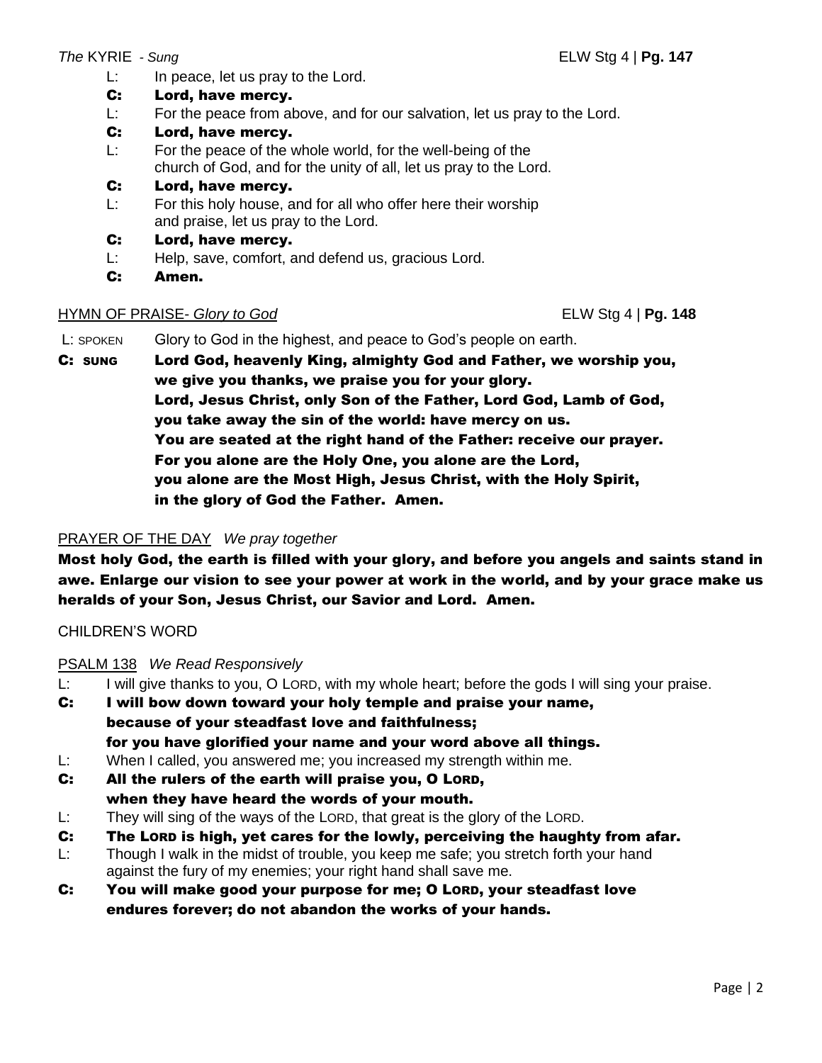*The* KYRIE *- Sung* ELW Stg 4 | **Pg. 147**

L: In peace, let us pray to the Lord.

**C: Lord, have mercy.**

L: For the peace from above, and for our salvation, let us pray to the Lord.

**C: Lord, have mercy.**

L: For the peace of the whole world, for the well-being of the church of God, and for the unity of all, let us pray to the Lord.

**C: Lord, have mercy.**

L: For this holy house, and for all who offer here their worship and praise, let us pray to the Lord.

**C: Lord, have mercy.**

L: Help, save, comfort, and defend us, gracious Lord.

**C: Amen.**

HYMN OF PRAISE- *Glory to God* ELW Stg 4 | **Pg. 148**

L: SPOKEN Glory to God in the highest, and peace to God's people on earth.

**C: SUNG Lord God, heavenly King, almighty God and Father, we worship you, we give you thanks, we praise you for your glory.
Lord, Jesus Christ, only Son of the Father, Lord God, Lamb of God, you take away the sin of the world: have mercy on us.
You are seated at the right hand of the Father: receive our prayer.
For you alone are the Holy One, you alone are the Lord, you alone are the Most High, Jesus Christ, with the Holy Spirit, in the glory of God the Father. Amen.**

PRAYER OF THE DAY *We pray together*

**Most holy God, the earth is filled with your glory, and before you angels and saints stand in awe. Enlarge our vision to see your power at work in the world, and by your grace make us heralds of your Son, Jesus Christ, our Savior and Lord. Amen.**

CHILDREN'S WORD

PSALM 138 *We Read Responsively*

L: I will give thanks to you, O LORD, with my whole heart; before the gods I will sing your praise.

**C: I will bow down toward your holy temple and praise your name, because of your steadfast love and faithfulness; for you have glorified your name and your word above all things.**

L: When I called, you answered me; you increased my strength within me.

**C: All the rulers of the earth will praise you, O LORD, when they have heard the words of your mouth.**

L: They will sing of the ways of the LORD, that great is the glory of the LORD.

**C: The LORD is high, yet cares for the lowly, perceiving the haughty from afar.**

L: Though I walk in the midst of trouble, you keep me safe; you stretch forth your hand against the fury of my enemies; your right hand shall save me.

**C: You will make good your purpose for me; O LORD, your steadfast love endures forever; do not abandon the works of your hands.**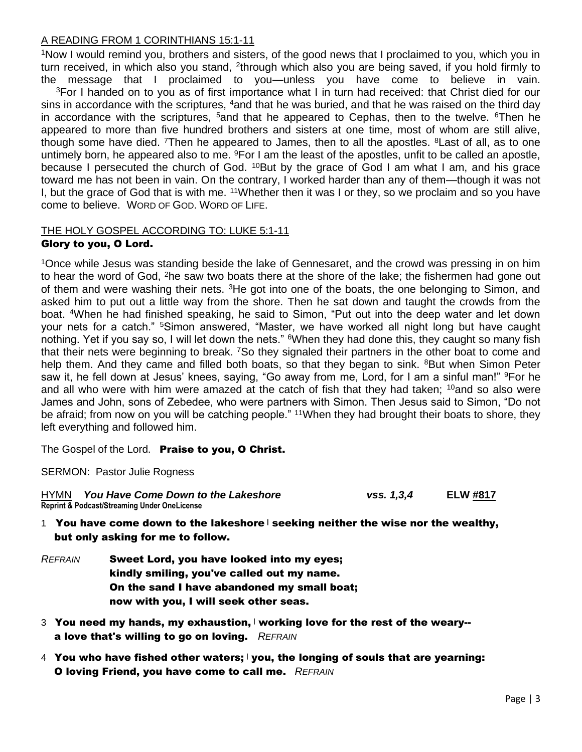A READING FROM 1 CORINTHIANS 15:1-11

[1]Now I would remind you, brothers and sisters, of the good news that I proclaimed to you, which you in turn received, in which also you stand, [2]through which also you are being saved, if you hold firmly to the message that I proclaimed to you—unless you have come to believe in vain. [3]For I handed on to you as of first importance what I in turn had received: that Christ died for our sins in accordance with the scriptures, [4]and that he was buried, and that he was raised on the third day in accordance with the scriptures, [5]and that he appeared to Cephas, then to the twelve. [6]Then he appeared to more than five hundred brothers and sisters at one time, most of whom are still alive, though some have died. [7]Then he appeared to James, then to all the apostles. [8]Last of all, as to one untimely born, he appeared also to me. [9]For I am the least of the apostles, unfit to be called an apostle, because I persecuted the church of God. [10]But by the grace of God I am what I am, and his grace toward me has not been in vain. On the contrary, I worked harder than any of them—though it was not I, but the grace of God that is with me. [11]Whether then it was I or they, so we proclaim and so you have come to believe. WORD OF GOD. WORD OF LIFE.

THE HOLY GOSPEL ACCORDING TO: LUKE 5:1-11

**Glory to you, O Lord.**

[1]Once while Jesus was standing beside the lake of Gennesaret, and the crowd was pressing in on him to hear the word of God, [2]he saw two boats there at the shore of the lake; the fishermen had gone out of them and were washing their nets. [3]He got into one of the boats, the one belonging to Simon, and asked him to put out a little way from the shore. Then he sat down and taught the crowds from the boat. [4]When he had finished speaking, he said to Simon, "Put out into the deep water and let down your nets for a catch." [5]Simon answered, "Master, we have worked all night long but have caught nothing. Yet if you say so, I will let down the nets." [6]When they had done this, they caught so many fish that their nets were beginning to break. [7]So they signaled their partners in the other boat to come and help them. And they came and filled both boats, so that they began to sink. [8]But when Simon Peter saw it, he fell down at Jesus' knees, saying, "Go away from me, Lord, for I am a sinful man!" [9]For he and all who were with him were amazed at the catch of fish that they had taken; [10]and so also were James and John, sons of Zebedee, who were partners with Simon. Then Jesus said to Simon, "Do not be afraid; from now on you will be catching people." [11]When they had brought their boats to shore, they left everything and followed him.

The Gospel of the Lord. **Praise to you, O Christ.**

SERMON: Pastor Julie Rogness

HYMN ***You Have Come Down to the Lakeshore*** ***vss. 1,3,4*** **ELW #817**
**Reprint & Podcast/Streaming Under OneLicense**

1 **You have come down to the lakeshore | seeking neither the wise nor the wealthy, but only asking for me to follow.**

*REFRAIN* **Sweet Lord, you have looked into my eyes;
kindly smiling, you've called out my name.
On the sand I have abandoned my small boat;
now with you, I will seek other seas.**

3 **You need my hands, my exhaustion, | working love for the rest of the weary-- a love that's willing to go on loving.** *REFRAIN*

4 **You who have fished other waters; | you, the longing of souls that are yearning: O loving Friend, you have come to call me.** *REFRAIN*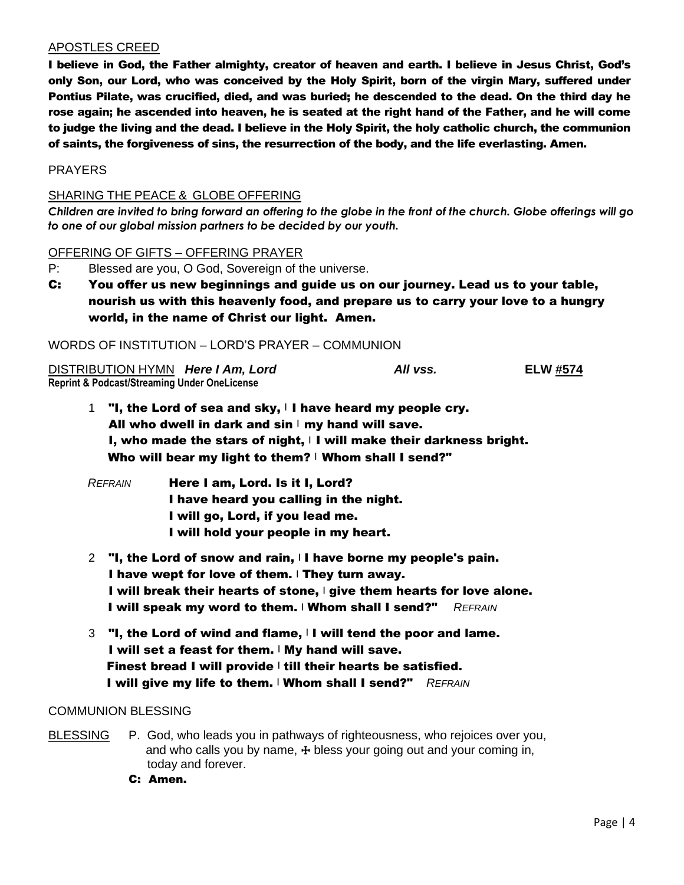APOSTLES CREED

**I believe in God, the Father almighty, creator of heaven and earth. I believe in Jesus Christ, God's only Son, our Lord, who was conceived by the Holy Spirit, born of the virgin Mary, suffered under Pontius Pilate, was crucified, died, and was buried; he descended to the dead. On the third day he rose again; he ascended into heaven, he is seated at the right hand of the Father, and he will come to judge the living and the dead. I believe in the Holy Spirit, the holy catholic church, the communion of saints, the forgiveness of sins, the resurrection of the body, and the life everlasting. Amen.**

PRAYERS

SHARING THE PEACE & GLOBE OFFERING

***Children are invited to bring forward an offering to the globe in the front of the church. Globe offerings will go to one of our global mission partners to be decided by our youth.***

OFFERING OF GIFTS – OFFERING PRAYER

P: Blessed are you, O God, Sovereign of the universe.

**C: You offer us new beginnings and guide us on our journey. Lead us to your table, nourish us with this heavenly food, and prepare us to carry your love to a hungry world, in the name of Christ our light. Amen.**

WORDS OF INSTITUTION – LORD'S PRAYER – COMMUNION

DISTRIBUTION HYMN ***Here I Am, Lord*** ***All vss.*** **ELW #574**
**Reprint & Podcast/Streaming Under OneLicense**

1 **"I, the Lord of sea and sky, | I have heard my people cry.
All who dwell in dark and sin | my hand will save.
I, who made the stars of night, | I will make their darkness bright.
Who will bear my light to them? | Whom shall I send?"**

*REFRAIN* **Here I am, Lord. Is it I, Lord?
I have heard you calling in the night.
I will go, Lord, if you lead me.
I will hold your people in my heart.**

2 **"I, the Lord of snow and rain, | I have borne my people's pain.
I have wept for love of them. | They turn away.
I will break their hearts of stone, | give them hearts for love alone.
I will speak my word to them. | Whom shall I send?"** *REFRAIN*

3 **"I, the Lord of wind and flame, | I will tend the poor and lame.
I will set a feast for them. | My hand will save.
Finest bread I will provide | till their hearts be satisfied.
I will give my life to them. | Whom shall I send?"** *REFRAIN*

COMMUNION BLESSING

BLESSING P. God, who leads you in pathways of righteousness, who rejoices over you, and who calls you by name, ☩ bless your going out and your coming in, today and forever.

**C: Amen.**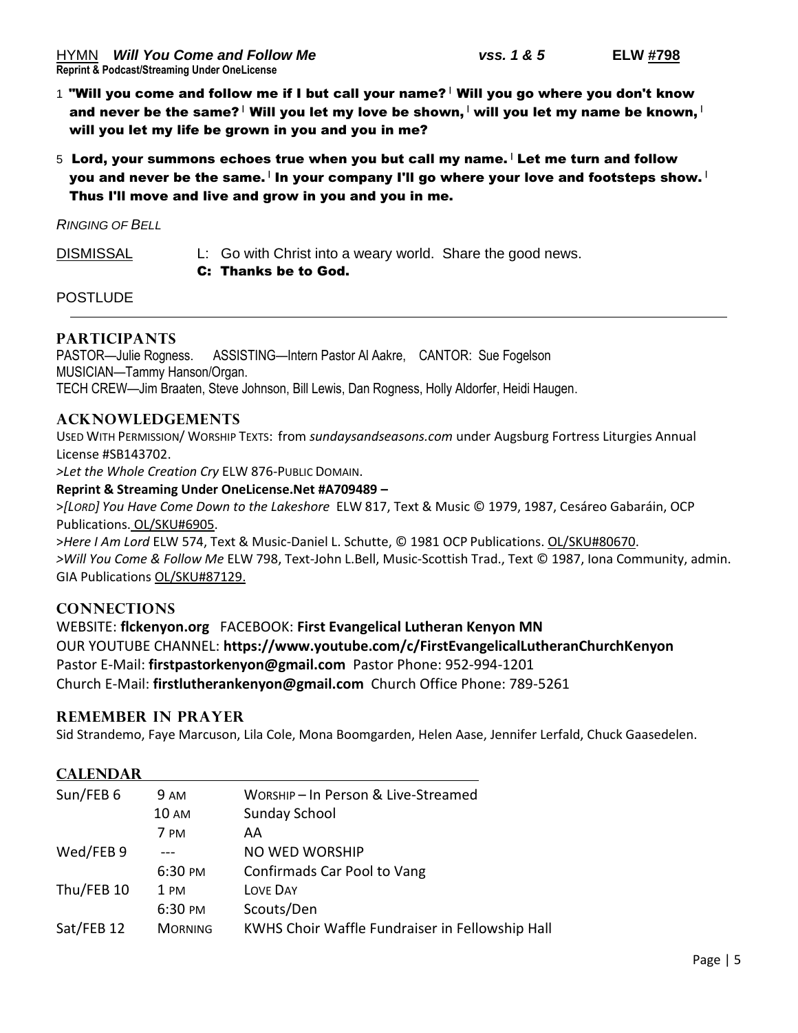HYMN ***Will You Come and Follow Me*** ***vss. 1 & 5*** **ELW #798**
**Reprint & Podcast/Streaming Under OneLicense**

1 **"Will you come and follow me if I but call your name? | Will you go where you don't know and never be the same? | Will you let my love be shown, | will you let my name be known, | will you let my life be grown in you and you in me?**

5 **Lord, your summons echoes true when you but call my name. | Let me turn and follow you and never be the same. | In your company I'll go where your love and footsteps show. | Thus I'll move and live and grow in you and you in me.**

*RINGING OF BELL*

DISMISSAL L: Go with Christ into a weary world. Share the good news.
**C: Thanks be to God.**

POSTLUDE

---

## PARTICIPANTS

PASTOR—Julie Rogness. ASSISTING—Intern Pastor Al Aakre, CANTOR: Sue Fogelson
MUSICIAN—Tammy Hanson/Organ.
TECH CREW—Jim Braaten, Steve Johnson, Bill Lewis, Dan Rogness, Holly Aldorfer, Heidi Haugen.

## ACKNOWLEDGEMENTS

USED WITH PERMISSION/ WORSHIP TEXTS: from *sundaysandseasons.com* under Augsburg Fortress Liturgies Annual License #SB143702.
>*Let the Whole Creation Cry* ELW 876-PUBLIC DOMAIN.
**Reprint & Streaming Under OneLicense.Net #A709489 –**
>*[LORD] You Have Come Down to the Lakeshore* ELW 817, Text & Music © 1979, 1987, Cesáreo Gabaráin, OCP Publications. OL/SKU#6905.
>*Here I Am Lord* ELW 574, Text & Music-Daniel L. Schutte, © 1981 OCP Publications. OL/SKU#80670.
>*Will You Come & Follow Me* ELW 798, Text-John L.Bell, Music-Scottish Trad., Text © 1987, Iona Community, admin. GIA Publications OL/SKU#87129.

## CONNECTIONS

WEBSITE: **flckenyon.org** FACEBOOK: **First Evangelical Lutheran Kenyon MN**
OUR YOUTUBE CHANNEL: **https://www.youtube.com/c/FirstEvangelicalLutheranChurchKenyon**
Pastor E-Mail: **firstpastorkenyon@gmail.com** Pastor Phone: 952-994-1201
Church E-Mail: **firstlutherankenyon@gmail.com** Church Office Phone: 789-5261

## REMEMBER IN PRAYER

Sid Strandemo, Faye Marcuson, Lila Cole, Mona Boomgarden, Helen Aase, Jennifer Lerfald, Chuck Gaasedelen.

## CALENDAR

| | | |
|---|---|---|
| Sun/FEB 6 | 9 AM | WORSHIP – In Person & Live-Streamed |
| | 10 AM | Sunday School |
| | 7 PM | AA |
| Wed/FEB 9 | --- | NO WED WORSHIP |
| | 6:30 PM | Confirmads Car Pool to Vang |
| Thu/FEB 10 | 1 PM | LOVE DAY |
| | 6:30 PM | Scouts/Den |
| Sat/FEB 12 | MORNING | KWHS Choir Waffle Fundraiser in Fellowship Hall |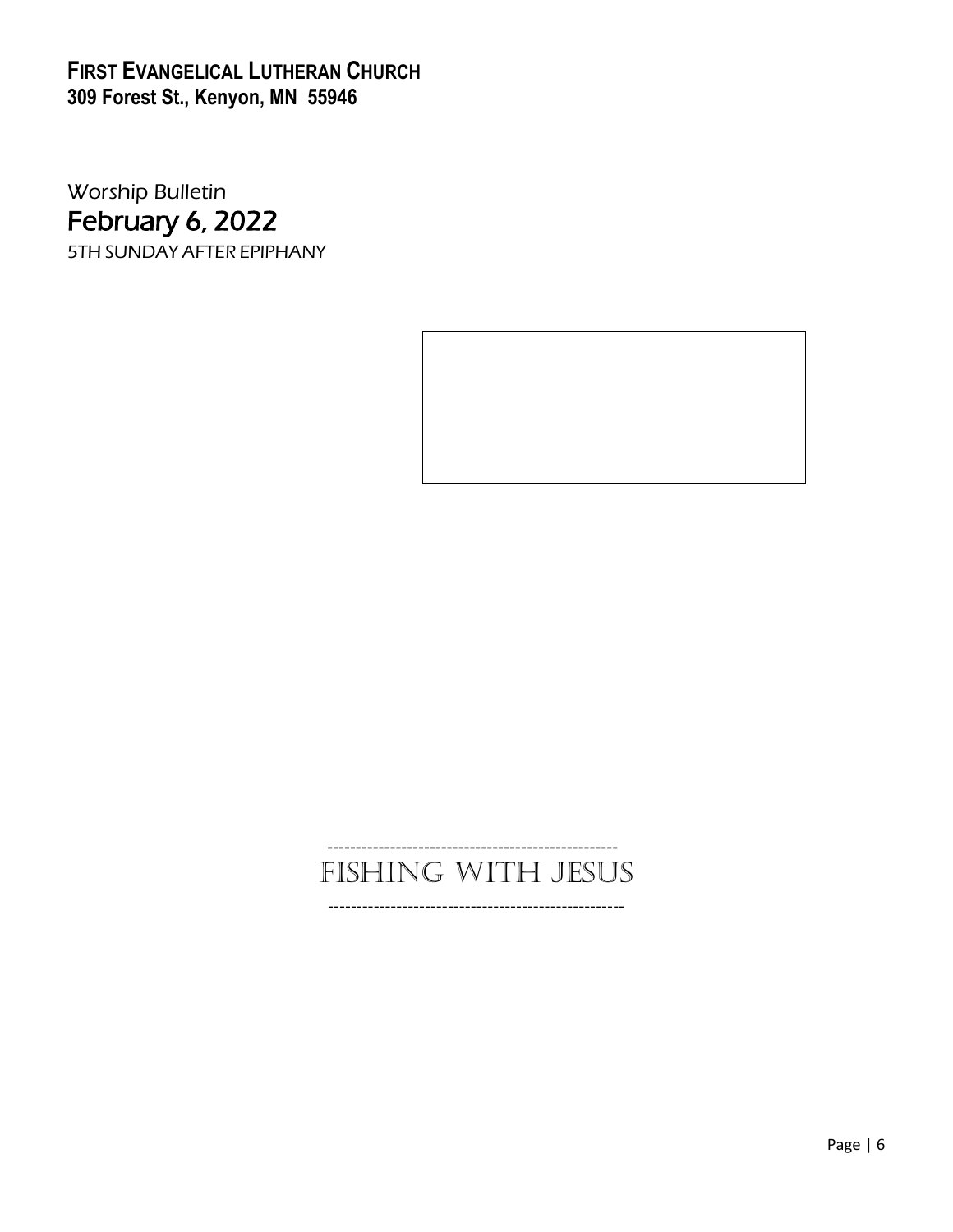**FIRST EVANGELICAL LUTHERAN CHURCH**
**309 Forest St., Kenyon, MN 55946**

Worship Bulletin

## February 6, 2022

5TH SUNDAY AFTER EPIPHANY

---

# FISHING WITH JESUS

---